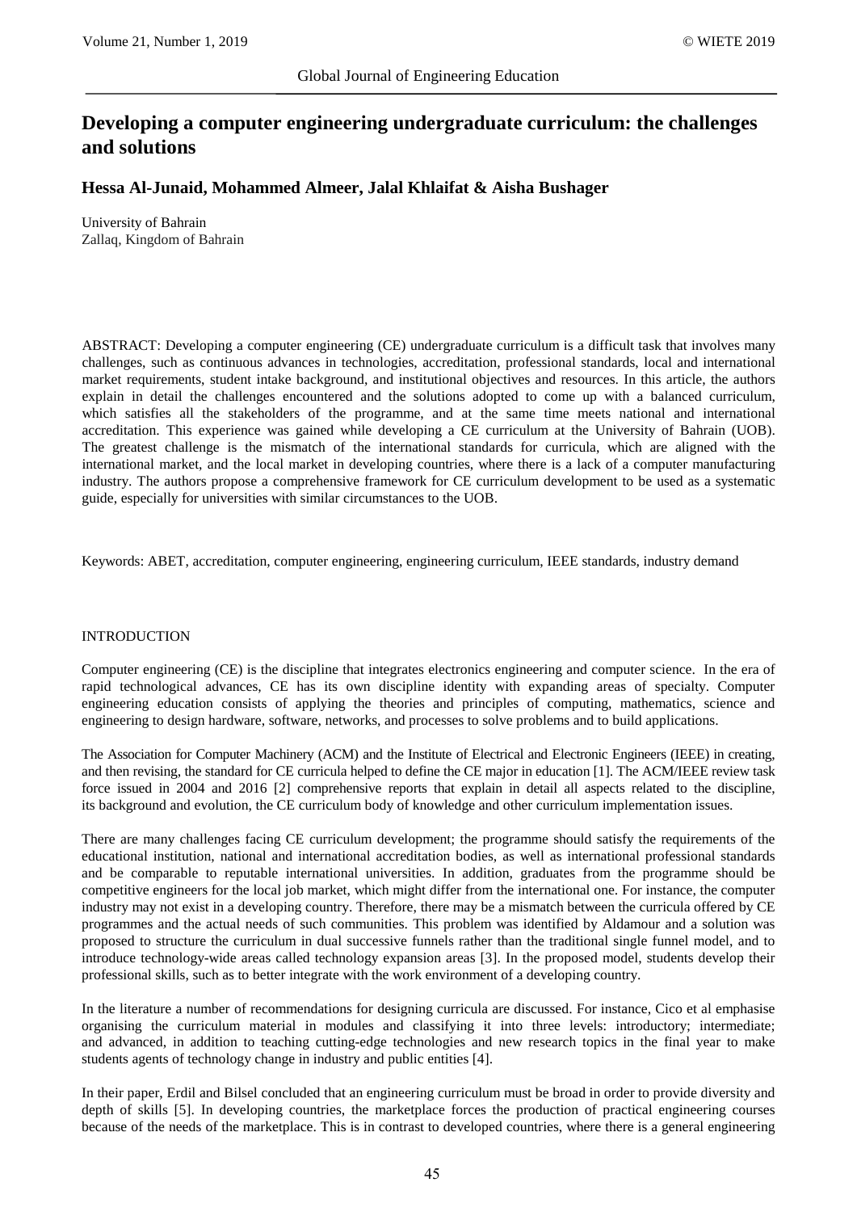# Developing a computer engineering undergraduate curriculum: the challenges and solutions

**Hessa Al-Junaid, Mohammed Almeer, Jalal Khlaifat & Aisha Bushager**

University of Bahrain
Zallaq, Kingdom of Bahrain

ABSTRACT: Developing a computer engineering (CE) undergraduate curriculum is a difficult task that involves many challenges, such as continuous advances in technologies, accreditation, professional standards, local and international market requirements, student intake background, and institutional objectives and resources. In this article, the authors explain in detail the challenges encountered and the solutions adopted to come up with a balanced curriculum, which satisfies all the stakeholders of the programme, and at the same time meets national and international accreditation. This experience was gained while developing a CE curriculum at the University of Bahrain (UOB). The greatest challenge is the mismatch of the international standards for curricula, which are aligned with the international market, and the local market in developing countries, where there is a lack of a computer manufacturing industry. The authors propose a comprehensive framework for CE curriculum development to be used as a systematic guide, especially for universities with similar circumstances to the UOB.

Keywords: ABET, accreditation, computer engineering, engineering curriculum, IEEE standards, industry demand

## INTRODUCTION

Computer engineering (CE) is the discipline that integrates electronics engineering and computer science. In the era of rapid technological advances, CE has its own discipline identity with expanding areas of specialty. Computer engineering education consists of applying the theories and principles of computing, mathematics, science and engineering to design hardware, software, networks, and processes to solve problems and to build applications.

The Association for Computer Machinery (ACM) and the Institute of Electrical and Electronic Engineers (IEEE) in creating, and then revising, the standard for CE curricula helped to define the CE major in education [1]. The ACM/IEEE review task force issued in 2004 and 2016 [2] comprehensive reports that explain in detail all aspects related to the discipline, its background and evolution, the CE curriculum body of knowledge and other curriculum implementation issues.

There are many challenges facing CE curriculum development; the programme should satisfy the requirements of the educational institution, national and international accreditation bodies, as well as international professional standards and be comparable to reputable international universities. In addition, graduates from the programme should be competitive engineers for the local job market, which might differ from the international one. For instance, the computer industry may not exist in a developing country. Therefore, there may be a mismatch between the curricula offered by CE programmes and the actual needs of such communities. This problem was identified by Aldamour and a solution was proposed to structure the curriculum in dual successive funnels rather than the traditional single funnel model, and to introduce technology-wide areas called technology expansion areas [3]. In the proposed model, students develop their professional skills, such as to better integrate with the work environment of a developing country.

In the literature a number of recommendations for designing curricula are discussed. For instance, Cico et al emphasise organising the curriculum material in modules and classifying it into three levels: introductory; intermediate; and advanced, in addition to teaching cutting-edge technologies and new research topics in the final year to make students agents of technology change in industry and public entities [4].

In their paper, Erdil and Bilsel concluded that an engineering curriculum must be broad in order to provide diversity and depth of skills [5]. In developing countries, the marketplace forces the production of practical engineering courses because of the needs of the marketplace. This is in contrast to developed countries, where there is a general engineering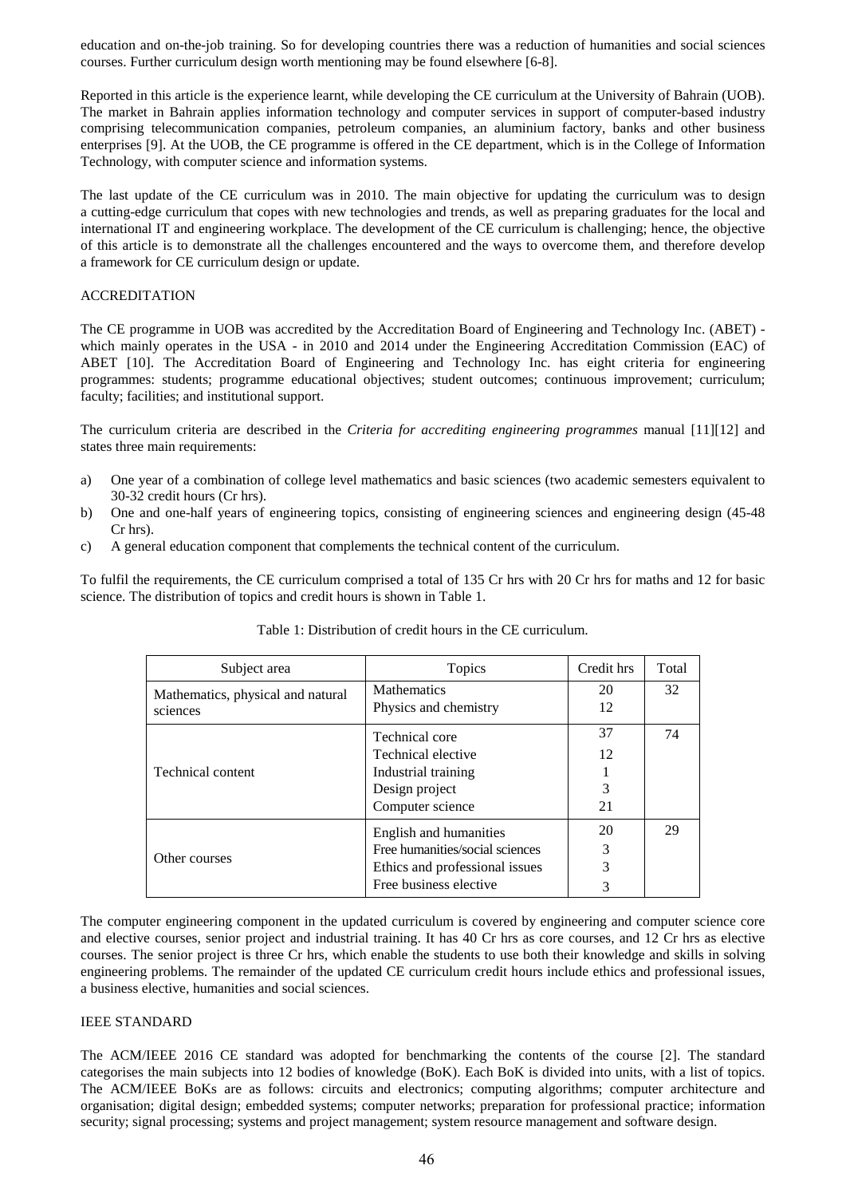education and on-the-job training. So for developing countries there was a reduction of humanities and social sciences courses. Further curriculum design worth mentioning may be found elsewhere [6-8].

Reported in this article is the experience learnt, while developing the CE curriculum at the University of Bahrain (UOB). The market in Bahrain applies information technology and computer services in support of computer-based industry comprising telecommunication companies, petroleum companies, an aluminium factory, banks and other business enterprises [9]. At the UOB, the CE programme is offered in the CE department, which is in the College of Information Technology, with computer science and information systems.

The last update of the CE curriculum was in 2010. The main objective for updating the curriculum was to design a cutting-edge curriculum that copes with new technologies and trends, as well as preparing graduates for the local and international IT and engineering workplace. The development of the CE curriculum is challenging; hence, the objective of this article is to demonstrate all the challenges encountered and the ways to overcome them, and therefore develop a framework for CE curriculum design or update.

## ACCREDITATION

The CE programme in UOB was accredited by the Accreditation Board of Engineering and Technology Inc. (ABET) - which mainly operates in the USA - in 2010 and 2014 under the Engineering Accreditation Commission (EAC) of ABET [10]. The Accreditation Board of Engineering and Technology Inc. has eight criteria for engineering programmes: students; programme educational objectives; student outcomes; continuous improvement; curriculum; faculty; facilities; and institutional support.

The curriculum criteria are described in the *Criteria for accrediting engineering programmes* manual [11][12] and states three main requirements:

a) One year of a combination of college level mathematics and basic sciences (two academic semesters equivalent to 30-32 credit hours (Cr hrs).
b) One and one-half years of engineering topics, consisting of engineering sciences and engineering design (45-48 Cr hrs).
c) A general education component that complements the technical content of the curriculum.

To fulfil the requirements, the CE curriculum comprised a total of 135 Cr hrs with 20 Cr hrs for maths and 12 for basic science. The distribution of topics and credit hours is shown in Table 1.

Table 1: Distribution of credit hours in the CE curriculum.

| Subject area | Topics | Credit hrs | Total |
|---|---|---|---|
| Mathematics, physical and natural sciences | Mathematics | 20 | 32 |
| | Physics and chemistry | 12 | |
| Technical content | Technical core | 37 | 74 |
| | Technical elective | 12 | |
| | Industrial training | 1 | |
| | Design project | 3 | |
| | Computer science | 21 | |
| Other courses | English and humanities | 20 | 29 |
| | Free humanities/social sciences | 3 | |
| | Ethics and professional issues | 3 | |
| | Free business elective | 3 | |

The computer engineering component in the updated curriculum is covered by engineering and computer science core and elective courses, senior project and industrial training. It has 40 Cr hrs as core courses, and 12 Cr hrs as elective courses. The senior project is three Cr hrs, which enable the students to use both their knowledge and skills in solving engineering problems. The remainder of the updated CE curriculum credit hours include ethics and professional issues, a business elective, humanities and social sciences.

## IEEE STANDARD

The ACM/IEEE 2016 CE standard was adopted for benchmarking the contents of the course [2]. The standard categorises the main subjects into 12 bodies of knowledge (BoK). Each BoK is divided into units, with a list of topics. The ACM/IEEE BoKs are as follows: circuits and electronics; computing algorithms; computer architecture and organisation; digital design; embedded systems; computer networks; preparation for professional practice; information security; signal processing; systems and project management; system resource management and software design.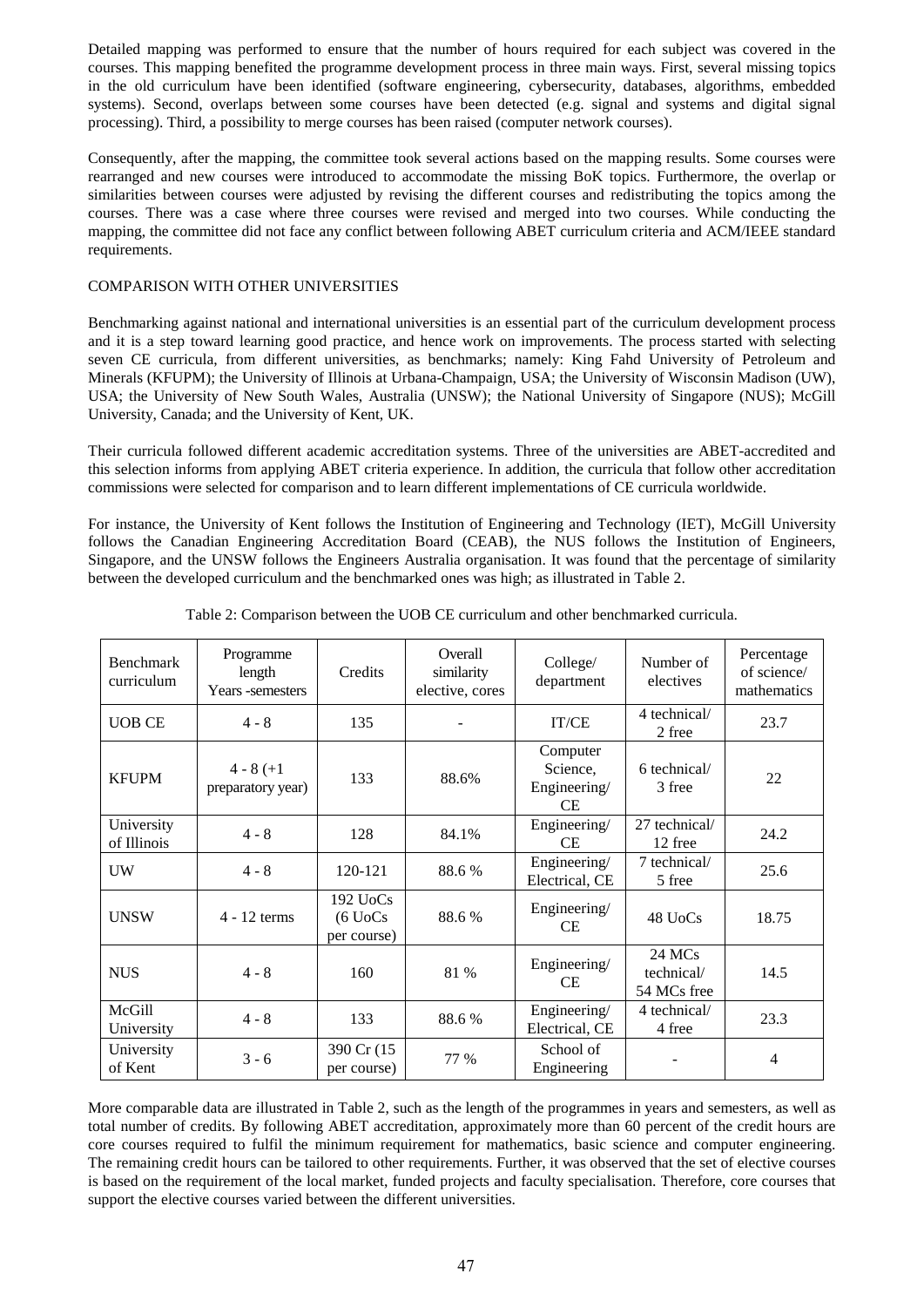Detailed mapping was performed to ensure that the number of hours required for each subject was covered in the courses. This mapping benefited the programme development process in three main ways. First, several missing topics in the old curriculum have been identified (software engineering, cybersecurity, databases, algorithms, embedded systems). Second, overlaps between some courses have been detected (e.g. signal and systems and digital signal processing). Third, a possibility to merge courses has been raised (computer network courses).

Consequently, after the mapping, the committee took several actions based on the mapping results. Some courses were rearranged and new courses were introduced to accommodate the missing BoK topics. Furthermore, the overlap or similarities between courses were adjusted by revising the different courses and redistributing the topics among the courses. There was a case where three courses were revised and merged into two courses. While conducting the mapping, the committee did not face any conflict between following ABET curriculum criteria and ACM/IEEE standard requirements.

## COMPARISON WITH OTHER UNIVERSITIES

Benchmarking against national and international universities is an essential part of the curriculum development process and it is a step toward learning good practice, and hence work on improvements. The process started with selecting seven CE curricula, from different universities, as benchmarks; namely: King Fahd University of Petroleum and Minerals (KFUPM); the University of Illinois at Urbana-Champaign, USA; the University of Wisconsin Madison (UW), USA; the University of New South Wales, Australia (UNSW); the National University of Singapore (NUS); McGill University, Canada; and the University of Kent, UK.

Their curricula followed different academic accreditation systems. Three of the universities are ABET-accredited and this selection informs from applying ABET criteria experience. In addition, the curricula that follow other accreditation commissions were selected for comparison and to learn different implementations of CE curricula worldwide.

For instance, the University of Kent follows the Institution of Engineering and Technology (IET), McGill University follows the Canadian Engineering Accreditation Board (CEAB), the NUS follows the Institution of Engineers, Singapore, and the UNSW follows the Engineers Australia organisation. It was found that the percentage of similarity between the developed curriculum and the benchmarked ones was high; as illustrated in Table 2.

Table 2: Comparison between the UOB CE curriculum and other benchmarked curricula.

| Benchmark curriculum | Programme length Years -semesters | Credits | Overall similarity elective, cores | College/ department | Number of electives | Percentage of science/ mathematics |
|---|---|---|---|---|---|---|
| UOB CE | 4 - 8 | 135 | - | IT/CE | 4 technical/ 2 free | 23.7 |
| KFUPM | 4 - 8 (+1 preparatory year) | 133 | 88.6% | Computer Science, Engineering/ CE | 6 technical/ 3 free | 22 |
| University of Illinois | 4 - 8 | 128 | 84.1% | Engineering/ CE | 27 technical/ 12 free | 24.2 |
| UW | 4 - 8 | 120-121 | 88.6 % | Engineering/ Electrical, CE | 7 technical/ 5 free | 25.6 |
| UNSW | 4 - 12 terms | 192 UoCs (6 UoCs per course) | 88.6 % | Engineering/ CE | 48 UoCs | 18.75 |
| NUS | 4 - 8 | 160 | 81 % | Engineering/ CE | 24 MCs technical/ 54 MCs free | 14.5 |
| McGill University | 4 - 8 | 133 | 88.6 % | Engineering/ Electrical, CE | 4 technical/ 4 free | 23.3 |
| University of Kent | 3 - 6 | 390 Cr (15 per course) | 77 % | School of Engineering | - | 4 |

More comparable data are illustrated in Table 2, such as the length of the programmes in years and semesters, as well as total number of credits. By following ABET accreditation, approximately more than 60 percent of the credit hours are core courses required to fulfil the minimum requirement for mathematics, basic science and computer engineering. The remaining credit hours can be tailored to other requirements. Further, it was observed that the set of elective courses is based on the requirement of the local market, funded projects and faculty specialisation. Therefore, core courses that support the elective courses varied between the different universities.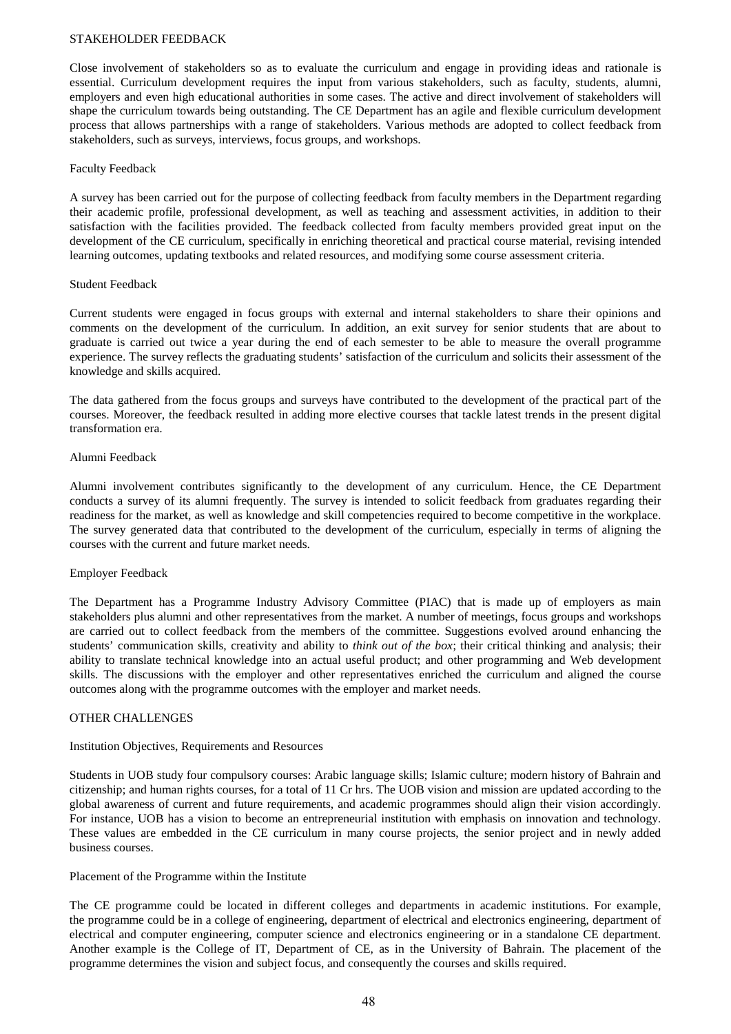## STAKEHOLDER FEEDBACK

Close involvement of stakeholders so as to evaluate the curriculum and engage in providing ideas and rationale is essential. Curriculum development requires the input from various stakeholders, such as faculty, students, alumni, employers and even high educational authorities in some cases. The active and direct involvement of stakeholders will shape the curriculum towards being outstanding. The CE Department has an agile and flexible curriculum development process that allows partnerships with a range of stakeholders. Various methods are adopted to collect feedback from stakeholders, such as surveys, interviews, focus groups, and workshops.

### Faculty Feedback

A survey has been carried out for the purpose of collecting feedback from faculty members in the Department regarding their academic profile, professional development, as well as teaching and assessment activities, in addition to their satisfaction with the facilities provided. The feedback collected from faculty members provided great input on the development of the CE curriculum, specifically in enriching theoretical and practical course material, revising intended learning outcomes, updating textbooks and related resources, and modifying some course assessment criteria.

### Student Feedback

Current students were engaged in focus groups with external and internal stakeholders to share their opinions and comments on the development of the curriculum. In addition, an exit survey for senior students that are about to graduate is carried out twice a year during the end of each semester to be able to measure the overall programme experience. The survey reflects the graduating students' satisfaction of the curriculum and solicits their assessment of the knowledge and skills acquired.

The data gathered from the focus groups and surveys have contributed to the development of the practical part of the courses. Moreover, the feedback resulted in adding more elective courses that tackle latest trends in the present digital transformation era.

### Alumni Feedback

Alumni involvement contributes significantly to the development of any curriculum. Hence, the CE Department conducts a survey of its alumni frequently. The survey is intended to solicit feedback from graduates regarding their readiness for the market, as well as knowledge and skill competencies required to become competitive in the workplace. The survey generated data that contributed to the development of the curriculum, especially in terms of aligning the courses with the current and future market needs.

### Employer Feedback

The Department has a Programme Industry Advisory Committee (PIAC) that is made up of employers as main stakeholders plus alumni and other representatives from the market. A number of meetings, focus groups and workshops are carried out to collect feedback from the members of the committee. Suggestions evolved around enhancing the students' communication skills, creativity and ability to *think out of the box*; their critical thinking and analysis; their ability to translate technical knowledge into an actual useful product; and other programming and Web development skills. The discussions with the employer and other representatives enriched the curriculum and aligned the course outcomes along with the programme outcomes with the employer and market needs.

## OTHER CHALLENGES

### Institution Objectives, Requirements and Resources

Students in UOB study four compulsory courses: Arabic language skills; Islamic culture; modern history of Bahrain and citizenship; and human rights courses, for a total of 11 Cr hrs. The UOB vision and mission are updated according to the global awareness of current and future requirements, and academic programmes should align their vision accordingly. For instance, UOB has a vision to become an entrepreneurial institution with emphasis on innovation and technology. These values are embedded in the CE curriculum in many course projects, the senior project and in newly added business courses.

### Placement of the Programme within the Institute

The CE programme could be located in different colleges and departments in academic institutions. For example, the programme could be in a college of engineering, department of electrical and electronics engineering, department of electrical and computer engineering, computer science and electronics engineering or in a standalone CE department. Another example is the College of IT, Department of CE, as in the University of Bahrain. The placement of the programme determines the vision and subject focus, and consequently the courses and skills required.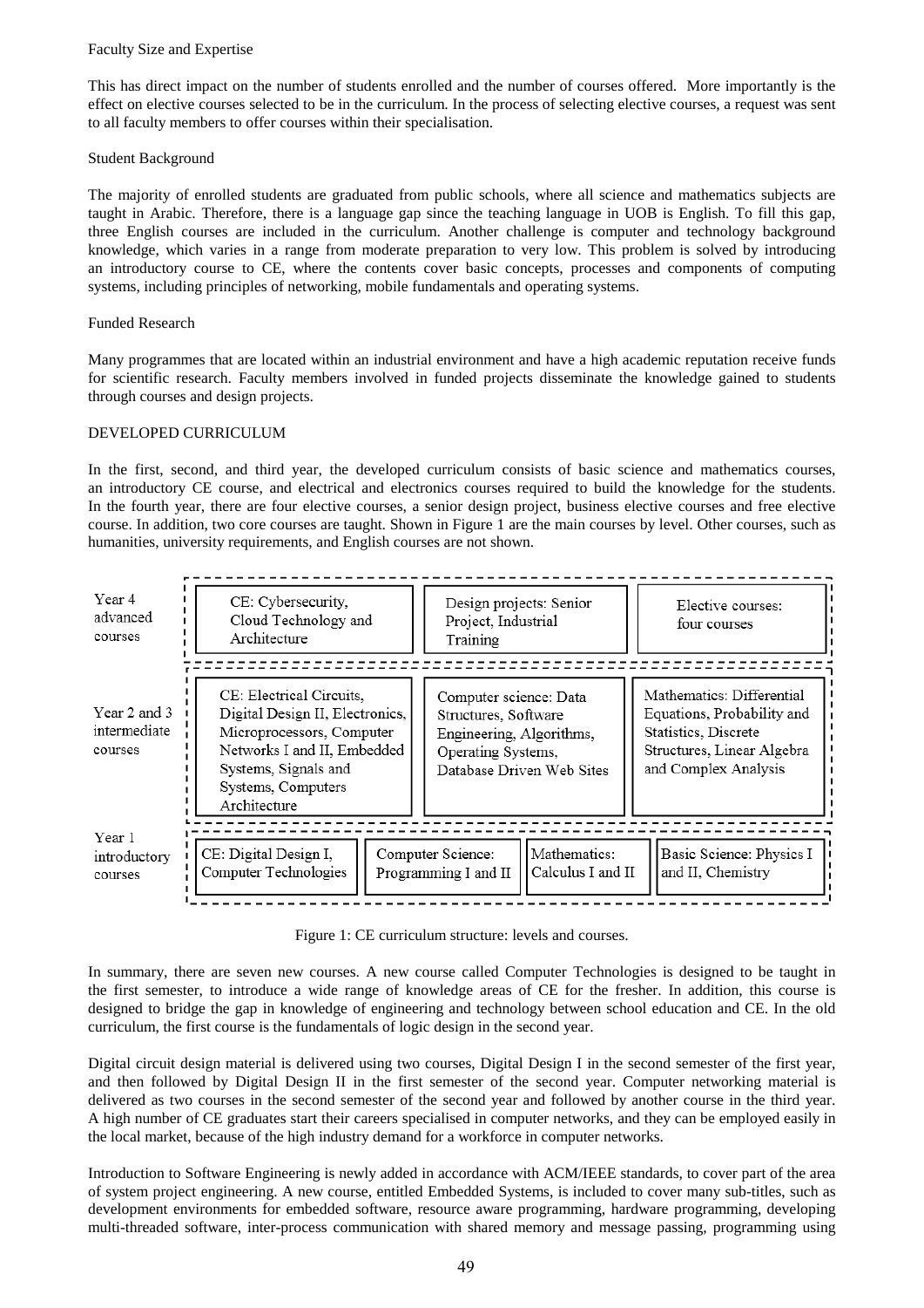Faculty Size and Expertise

This has direct impact on the number of students enrolled and the number of courses offered. More importantly is the effect on elective courses selected to be in the curriculum. In the process of selecting elective courses, a request was sent to all faculty members to offer courses within their specialisation.

Student Background

The majority of enrolled students are graduated from public schools, where all science and mathematics subjects are taught in Arabic. Therefore, there is a language gap since the teaching language in UOB is English. To fill this gap, three English courses are included in the curriculum. Another challenge is computer and technology background knowledge, which varies in a range from moderate preparation to very low. This problem is solved by introducing an introductory course to CE, where the contents cover basic concepts, processes and components of computing systems, including principles of networking, mobile fundamentals and operating systems.

Funded Research

Many programmes that are located within an industrial environment and have a high academic reputation receive funds for scientific research. Faculty members involved in funded projects disseminate the knowledge gained to students through courses and design projects.

DEVELOPED CURRICULUM

In the first, second, and third year, the developed curriculum consists of basic science and mathematics courses, an introductory CE course, and electrical and electronics courses required to build the knowledge for the students. In the fourth year, there are four elective courses, a senior design project, business elective courses and free elective course. In addition, two core courses are taught. Shown in Figure 1 are the main courses by level. Other courses, such as humanities, university requirements, and English courses are not shown.

| Level | | | | |
|---|---|---|---|---|
| Year 4 advanced courses | CE: Cybersecurity, Cloud Technology and Architecture | Design projects: Senior Project, Industrial Training | Elective courses: four courses | |
| Year 2 and 3 intermediate courses | CE: Electrical Circuits, Digital Design II, Electronics, Microprocessors, Computer Networks I and II, Embedded Systems, Signals and Systems, Computers Architecture | Computer science: Data Structures, Software Engineering, Algorithms, Operating Systems, Database Driven Web Sites | Mathematics: Differential Equations, Probability and Statistics, Discrete Structures, Linear Algebra and Complex Analysis | |
| Year 1 introductory courses | CE: Digital Design I, Computer Technologies | Computer Science: Programming I and II | Mathematics: Calculus I and II | Basic Science: Physics I and II, Chemistry |

Figure 1: CE curriculum structure: levels and courses.

In summary, there are seven new courses. A new course called Computer Technologies is designed to be taught in the first semester, to introduce a wide range of knowledge areas of CE for the fresher. In addition, this course is designed to bridge the gap in knowledge of engineering and technology between school education and CE. In the old curriculum, the first course is the fundamentals of logic design in the second year.

Digital circuit design material is delivered using two courses, Digital Design I in the second semester of the first year, and then followed by Digital Design II in the first semester of the second year. Computer networking material is delivered as two courses in the second semester of the second year and followed by another course in the third year. A high number of CE graduates start their careers specialised in computer networks, and they can be employed easily in the local market, because of the high industry demand for a workforce in computer networks.

Introduction to Software Engineering is newly added in accordance with ACM/IEEE standards, to cover part of the area of system project engineering. A new course, entitled Embedded Systems, is included to cover many sub-titles, such as development environments for embedded software, resource aware programming, hardware programming, developing multi-threaded software, inter-process communication with shared memory and message passing, programming using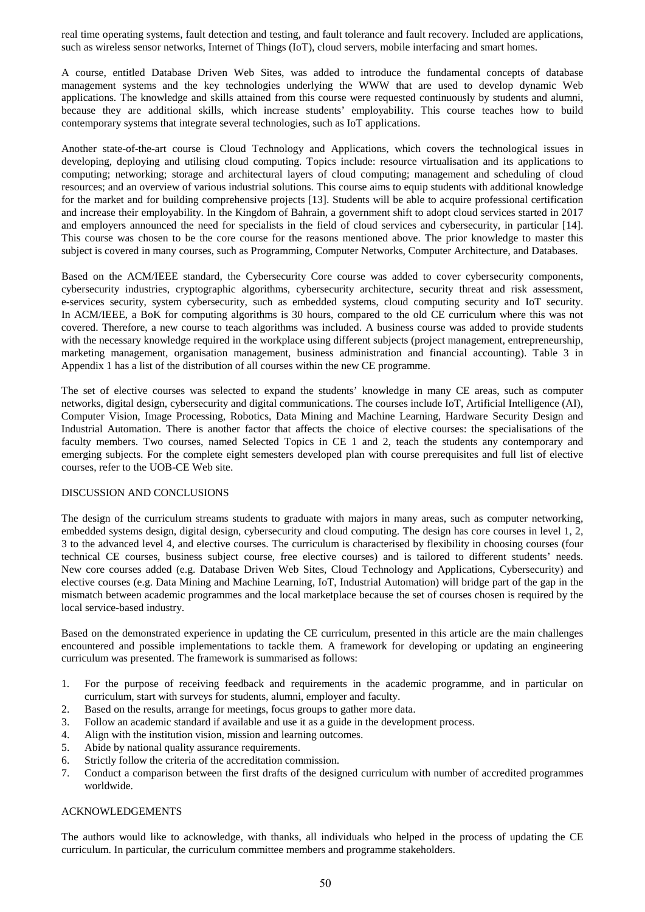real time operating systems, fault detection and testing, and fault tolerance and fault recovery. Included are applications, such as wireless sensor networks, Internet of Things (IoT), cloud servers, mobile interfacing and smart homes.

A course, entitled Database Driven Web Sites, was added to introduce the fundamental concepts of database management systems and the key technologies underlying the WWW that are used to develop dynamic Web applications. The knowledge and skills attained from this course were requested continuously by students and alumni, because they are additional skills, which increase students' employability. This course teaches how to build contemporary systems that integrate several technologies, such as IoT applications.

Another state-of-the-art course is Cloud Technology and Applications, which covers the technological issues in developing, deploying and utilising cloud computing. Topics include: resource virtualisation and its applications to computing; networking; storage and architectural layers of cloud computing; management and scheduling of cloud resources; and an overview of various industrial solutions. This course aims to equip students with additional knowledge for the market and for building comprehensive projects [13]. Students will be able to acquire professional certification and increase their employability. In the Kingdom of Bahrain, a government shift to adopt cloud services started in 2017 and employers announced the need for specialists in the field of cloud services and cybersecurity, in particular [14]. This course was chosen to be the core course for the reasons mentioned above. The prior knowledge to master this subject is covered in many courses, such as Programming, Computer Networks, Computer Architecture, and Databases.

Based on the ACM/IEEE standard, the Cybersecurity Core course was added to cover cybersecurity components, cybersecurity industries, cryptographic algorithms, cybersecurity architecture, security threat and risk assessment, e-services security, system cybersecurity, such as embedded systems, cloud computing security and IoT security. In ACM/IEEE, a BoK for computing algorithms is 30 hours, compared to the old CE curriculum where this was not covered. Therefore, a new course to teach algorithms was included. A business course was added to provide students with the necessary knowledge required in the workplace using different subjects (project management, entrepreneurship, marketing management, organisation management, business administration and financial accounting). Table 3 in Appendix 1 has a list of the distribution of all courses within the new CE programme.

The set of elective courses was selected to expand the students' knowledge in many CE areas, such as computer networks, digital design, cybersecurity and digital communications. The courses include IoT, Artificial Intelligence (AI), Computer Vision, Image Processing, Robotics, Data Mining and Machine Learning, Hardware Security Design and Industrial Automation. There is another factor that affects the choice of elective courses: the specialisations of the faculty members. Two courses, named Selected Topics in CE 1 and 2, teach the students any contemporary and emerging subjects. For the complete eight semesters developed plan with course prerequisites and full list of elective courses, refer to the UOB-CE Web site.

## DISCUSSION AND CONCLUSIONS

The design of the curriculum streams students to graduate with majors in many areas, such as computer networking, embedded systems design, digital design, cybersecurity and cloud computing. The design has core courses in level 1, 2, 3 to the advanced level 4, and elective courses. The curriculum is characterised by flexibility in choosing courses (four technical CE courses, business subject course, free elective courses) and is tailored to different students' needs. New core courses added (e.g. Database Driven Web Sites, Cloud Technology and Applications, Cybersecurity) and elective courses (e.g. Data Mining and Machine Learning, IoT, Industrial Automation) will bridge part of the gap in the mismatch between academic programmes and the local marketplace because the set of courses chosen is required by the local service-based industry.

Based on the demonstrated experience in updating the CE curriculum, presented in this article are the main challenges encountered and possible implementations to tackle them. A framework for developing or updating an engineering curriculum was presented. The framework is summarised as follows:

1. For the purpose of receiving feedback and requirements in the academic programme, and in particular on curriculum, start with surveys for students, alumni, employer and faculty.
2. Based on the results, arrange for meetings, focus groups to gather more data.
3. Follow an academic standard if available and use it as a guide in the development process.
4. Align with the institution vision, mission and learning outcomes.
5. Abide by national quality assurance requirements.
6. Strictly follow the criteria of the accreditation commission.
7. Conduct a comparison between the first drafts of the designed curriculum with number of accredited programmes worldwide.

## ACKNOWLEDGEMENTS

The authors would like to acknowledge, with thanks, all individuals who helped in the process of updating the CE curriculum. In particular, the curriculum committee members and programme stakeholders.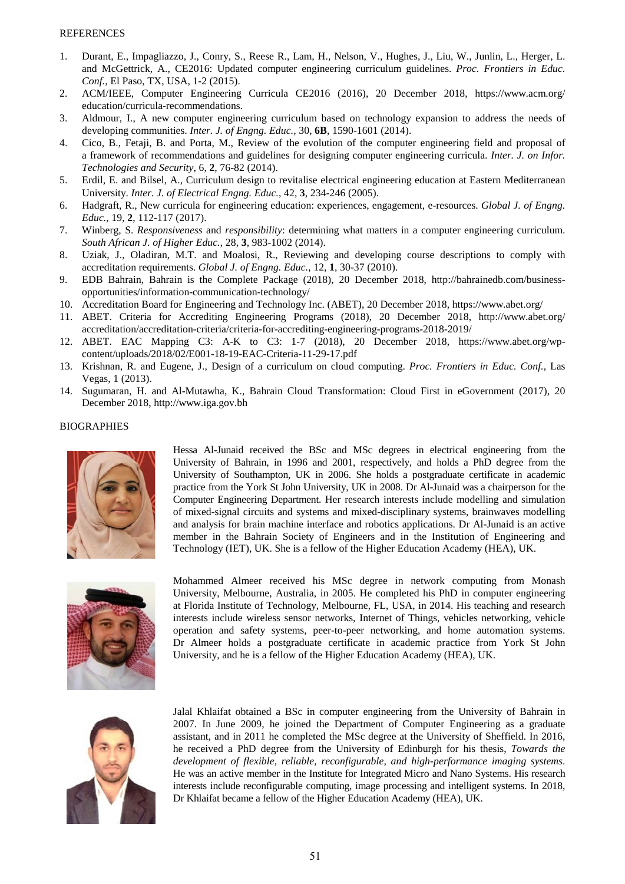REFERENCES

1. Durant, E., Impagliazzo, J., Conry, S., Reese R., Lam, H., Nelson, V., Hughes, J., Liu, W., Junlin, L., Herger, L. and McGettrick, A., CE2016: Updated computer engineering curriculum guidelines. *Proc. Frontiers in Educ. Conf.*, El Paso, TX, USA, 1-2 (2015).
2. ACM/IEEE, Computer Engineering Curricula CE2016 (2016), 20 December 2018, https://www.acm.org/education/curricula-recommendations.
3. Aldmour, I., A new computer engineering curriculum based on technology expansion to address the needs of developing communities. *Inter. J. of Engng. Educ.*, 30, **6B**, 1590-1601 (2014).
4. Cico, B., Fetaji, B. and Porta, M., Review of the evolution of the computer engineering field and proposal of a framework of recommendations and guidelines for designing computer engineering curricula. *Inter. J. on Infor. Technologies and Security*, 6, **2**, 76-82 (2014).
5. Erdil, E. and Bilsel, A., Curriculum design to revitalise electrical engineering education at Eastern Mediterranean University. *Inter. J. of Electrical Engng. Educ.*, 42, **3**, 234-246 (2005).
6. Hadgraft, R., New curricula for engineering education: experiences, engagement, e-resources. *Global J. of Engng. Educ.*, 19, **2**, 112-117 (2017).
7. Winberg, S. *Responsiveness* and *responsibility*: determining what matters in a computer engineering curriculum. *South African J. of Higher Educ.*, 28, **3**, 983-1002 (2014).
8. Uziak, J., Oladiran, M.T. and Moalosi, R., Reviewing and developing course descriptions to comply with accreditation requirements. *Global J. of Engng. Educ.*, 12, **1**, 30-37 (2010).
9. EDB Bahrain, Bahrain is the Complete Package (2018), 20 December 2018, http://bahrainedb.com/business-opportunities/information-communication-technology/
10. Accreditation Board for Engineering and Technology Inc. (ABET), 20 December 2018, https://www.abet.org/
11. ABET. Criteria for Accrediting Engineering Programs (2018), 20 December 2018, http://www.abet.org/accreditation/accreditation-criteria/criteria-for-accrediting-engineering-programs-2018-2019/
12. ABET. EAC Mapping C3: A-K to C3: 1-7 (2018), 20 December 2018, https://www.abet.org/wp-content/uploads/2018/02/E001-18-19-EAC-Criteria-11-29-17.pdf
13. Krishnan, R. and Eugene, J., Design of a curriculum on cloud computing. *Proc. Frontiers in Educ. Conf.*, Las Vegas, 1 (2013).
14. Sugumaran, H. and Al-Mutawha, K., Bahrain Cloud Transformation: Cloud First in eGovernment (2017), 20 December 2018, http://www.iga.gov.bh

BIOGRAPHIES

Hessa Al-Junaid received the BSc and MSc degrees in electrical engineering from the University of Bahrain, in 1996 and 2001, respectively, and holds a PhD degree from the University of Southampton, UK in 2006. She holds a postgraduate certificate in academic practice from the York St John University, UK in 2008. Dr Al-Junaid was a chairperson for the Computer Engineering Department. Her research interests include modelling and simulation of mixed-signal circuits and systems and mixed-disciplinary systems, brainwaves modelling and analysis for brain machine interface and robotics applications. Dr Al-Junaid is an active member in the Bahrain Society of Engineers and in the Institution of Engineering and Technology (IET), UK. She is a fellow of the Higher Education Academy (HEA), UK.

Mohammed Almeer received his MSc degree in network computing from Monash University, Melbourne, Australia, in 2005. He completed his PhD in computer engineering at Florida Institute of Technology, Melbourne, FL, USA, in 2014. His teaching and research interests include wireless sensor networks, Internet of Things, vehicles networking, vehicle operation and safety systems, peer-to-peer networking, and home automation systems. Dr Almeer holds a postgraduate certificate in academic practice from York St John University, and he is a fellow of the Higher Education Academy (HEA), UK.

Jalal Khlaifat obtained a BSc in computer engineering from the University of Bahrain in 2007. In June 2009, he joined the Department of Computer Engineering as a graduate assistant, and in 2011 he completed the MSc degree at the University of Sheffield. In 2016, he received a PhD degree from the University of Edinburgh for his thesis, *Towards the development of flexible, reliable, reconfigurable, and high-performance imaging systems*. He was an active member in the Institute for Integrated Micro and Nano Systems. His research interests include reconfigurable computing, image processing and intelligent systems. In 2018, Dr Khlaifat became a fellow of the Higher Education Academy (HEA), UK.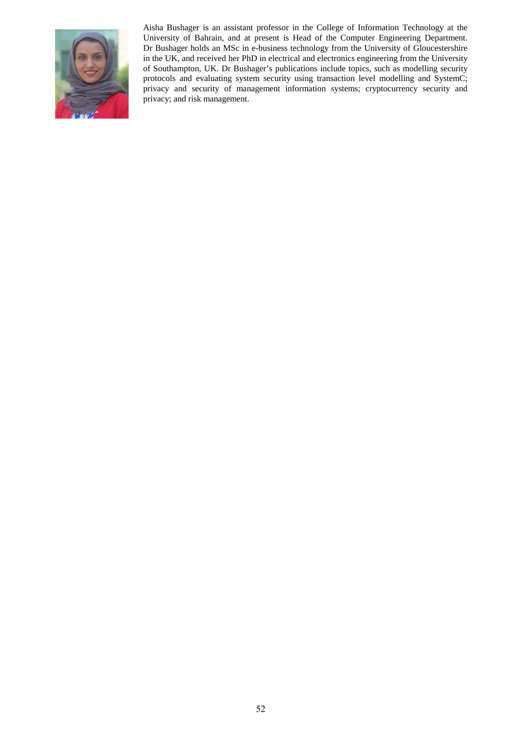Aisha Bushager is an assistant professor in the College of Information Technology at the University of Bahrain, and at present is Head of the Computer Engineering Department. Dr Bushager holds an MSc in e-business technology from the University of Gloucestershire in the UK, and received her PhD in electrical and electronics engineering from the University of Southampton, UK. Dr Bushager's publications include topics, such as modelling security protocols and evaluating system security using transaction level modelling and SystemC; privacy and security of management information systems; cryptocurrency security and privacy; and risk management.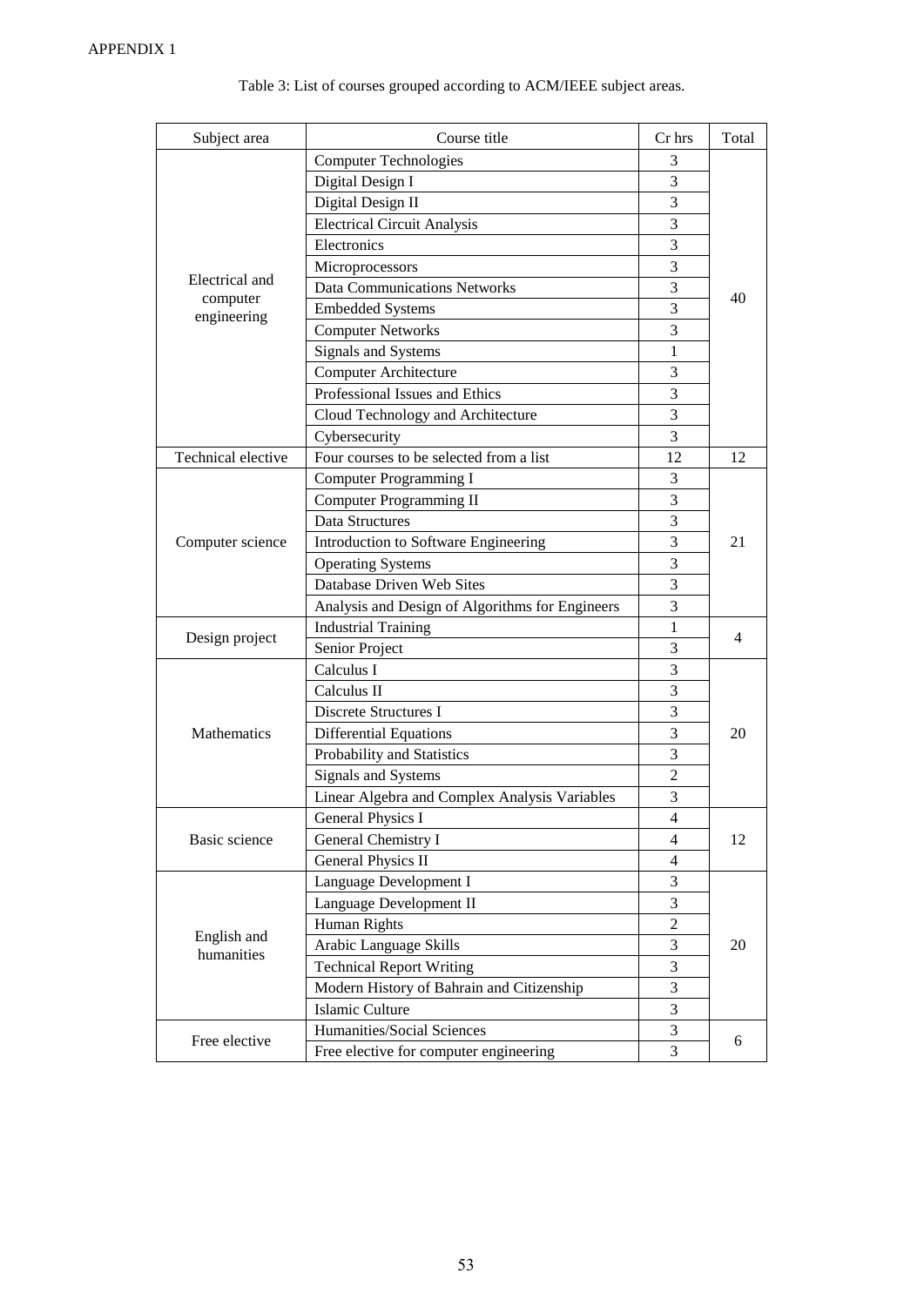APPENDIX 1

Table 3: List of courses grouped according to ACM/IEEE subject areas.

| Subject area | Course title | Cr hrs | Total |
|---|---|---|---|
| Electrical and computer engineering | Computer Technologies | 3 | 40 |
| | Digital Design I | 3 | |
| | Digital Design II | 3 | |
| | Electrical Circuit Analysis | 3 | |
| | Electronics | 3 | |
| | Microprocessors | 3 | |
| | Data Communications Networks | 3 | |
| | Embedded Systems | 3 | |
| | Computer Networks | 3 | |
| | Signals and Systems | 1 | |
| | Computer Architecture | 3 | |
| | Professional Issues and Ethics | 3 | |
| | Cloud Technology and Architecture | 3 | |
| | Cybersecurity | 3 | |
| Technical elective | Four courses to be selected from a list | 12 | 12 |
| Computer science | Computer Programming I | 3 | 21 |
| | Computer Programming II | 3 | |
| | Data Structures | 3 | |
| | Introduction to Software Engineering | 3 | |
| | Operating Systems | 3 | |
| | Database Driven Web Sites | 3 | |
| | Analysis and Design of Algorithms for Engineers | 3 | |
| Design project | Industrial Training | 1 | 4 |
| | Senior Project | 3 | |
| Mathematics | Calculus I | 3 | 20 |
| | Calculus II | 3 | |
| | Discrete Structures I | 3 | |
| | Differential Equations | 3 | |
| | Probability and Statistics | 3 | |
| | Signals and Systems | 2 | |
| | Linear Algebra and Complex Analysis Variables | 3 | |
| Basic science | General Physics I | 4 | 12 |
| | General Chemistry I | 4 | |
| | General Physics II | 4 | |
| English and humanities | Language Development I | 3 | 20 |
| | Language Development II | 3 | |
| | Human Rights | 2 | |
| | Arabic Language Skills | 3 | |
| | Technical Report Writing | 3 | |
| | Modern History of Bahrain and Citizenship | 3 | |
| | Islamic Culture | 3 | |
| Free elective | Humanities/Social Sciences | 3 | 6 |
| | Free elective for computer engineering | 3 | |